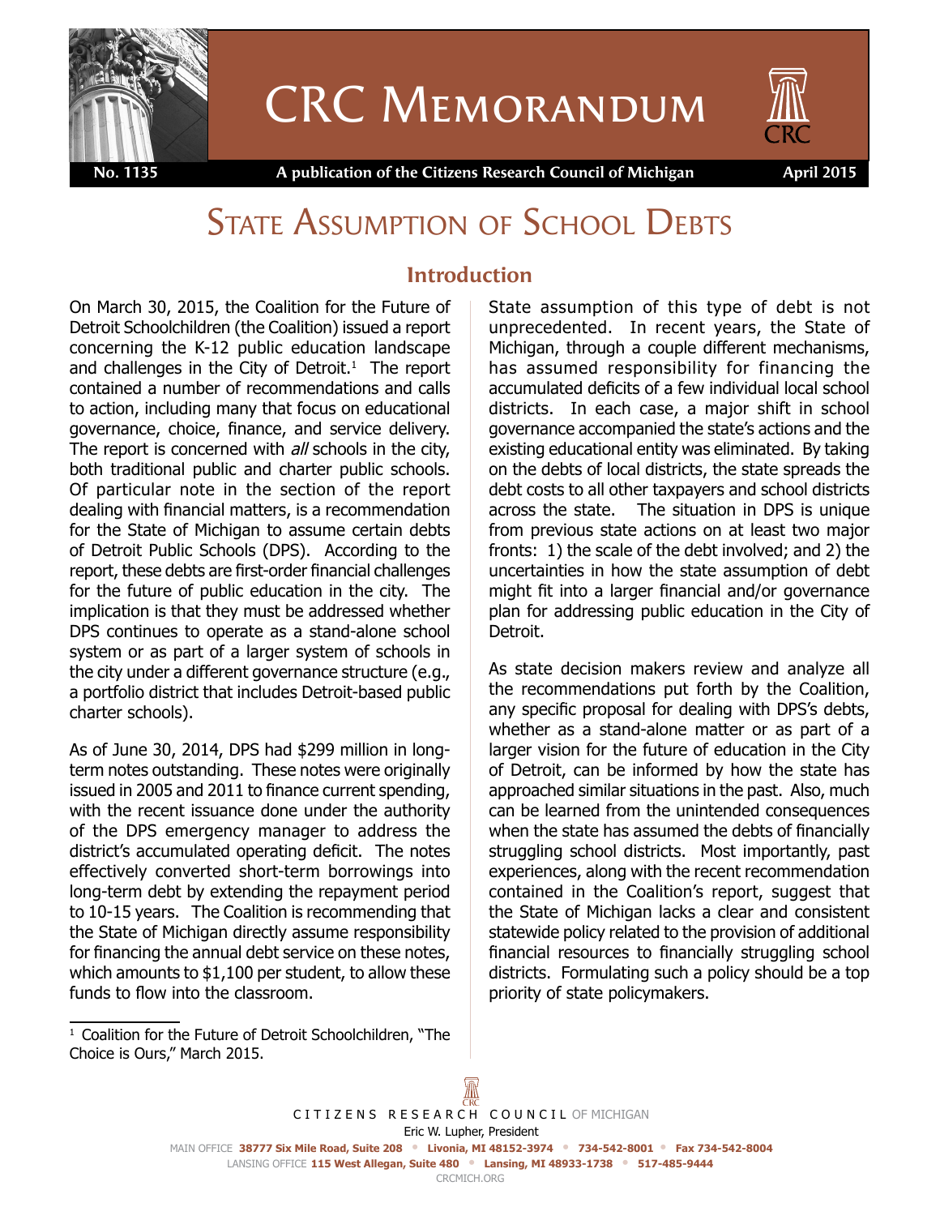# CRC Memorandum

No. 1135 | A publication of the Citizens Research Council of Michigan | April 2015

# State Assumption of School Debts

## Introduction

On March 30, 2015, the Coalition for the Future of Detroit Schoolchildren (the Coalition) issued a report concerning the K-12 public education landscape and challenges in the City of Detroit.[1] The report contained a number of recommendations and calls to action, including many that focus on educational governance, choice, finance, and service delivery. The report is concerned with *all* schools in the city, both traditional public and charter public schools. Of particular note in the section of the report dealing with financial matters, is a recommendation for the State of Michigan to assume certain debts of Detroit Public Schools (DPS). According to the report, these debts are first-order financial challenges for the future of public education in the city. The implication is that they must be addressed whether DPS continues to operate as a stand-alone school system or as part of a larger system of schools in the city under a different governance structure (e.g., a portfolio district that includes Detroit-based public charter schools).

As of June 30, 2014, DPS had $299 million in long-term notes outstanding. These notes were originally issued in 2005 and 2011 to finance current spending, with the recent issuance done under the authority of the DPS emergency manager to address the district's accumulated operating deficit. The notes effectively converted short-term borrowings into long-term debt by extending the repayment period to 10-15 years. The Coalition is recommending that the State of Michigan directly assume responsibility for financing the annual debt service on these notes, which amounts to $1,100 per student, to allow these funds to flow into the classroom.

State assumption of this type of debt is not unprecedented. In recent years, the State of Michigan, through a couple different mechanisms, has assumed responsibility for financing the accumulated deficits of a few individual local school districts. In each case, a major shift in school governance accompanied the state's actions and the existing educational entity was eliminated. By taking on the debts of local districts, the state spreads the debt costs to all other taxpayers and school districts across the state. The situation in DPS is unique from previous state actions on at least two major fronts: 1) the scale of the debt involved; and 2) the uncertainties in how the state assumption of debt might fit into a larger financial and/or governance plan for addressing public education in the City of Detroit.

As state decision makers review and analyze all the recommendations put forth by the Coalition, any specific proposal for dealing with DPS's debts, whether as a stand-alone matter or as part of a larger vision for the future of education in the City of Detroit, can be informed by how the state has approached similar situations in the past. Also, much can be learned from the unintended consequences when the state has assumed the debts of financially struggling school districts. Most importantly, past experiences, along with the recent recommendation contained in the Coalition's report, suggest that the State of Michigan lacks a clear and consistent statewide policy related to the provision of additional financial resources to financially struggling school districts. Formulating such a policy should be a top priority of state policymakers.

[1] Coalition for the Future of Detroit Schoolchildren, "The Choice is Ours," March 2015.

CITIZENS RESEARCH COUNCIL OF MICHIGAN
Eric W. Lupher, President
MAIN OFFICE 38777 Six Mile Road, Suite 208 • Livonia, MI 48152-3974 • 734-542-8001 • Fax 734-542-8004
LANSING OFFICE 115 West Allegan, Suite 480 • Lansing, MI 48933-1738 • 517-485-9444
CRCMICH.ORG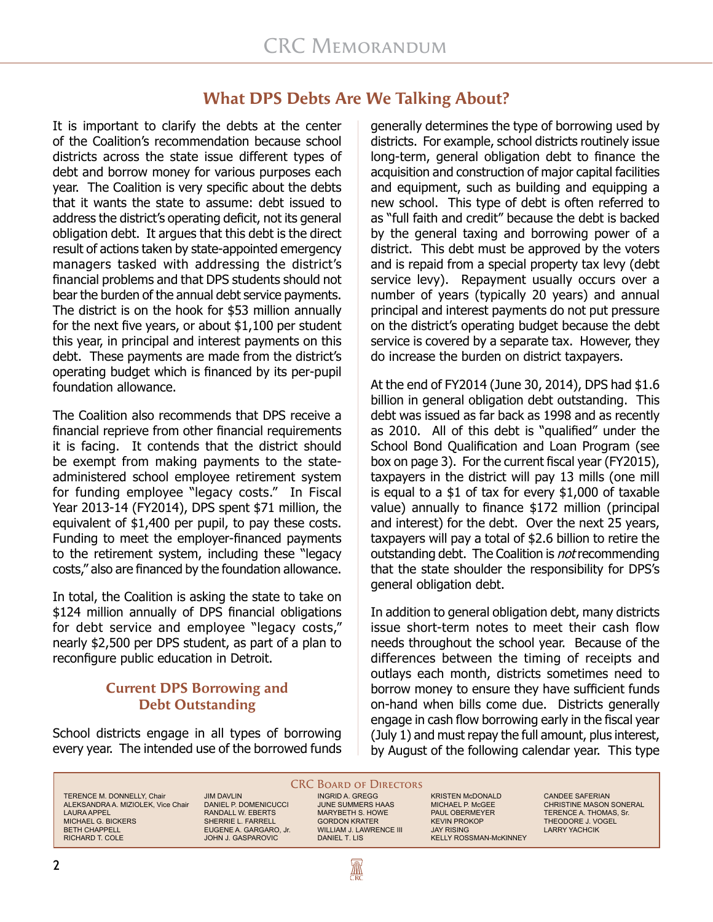## What DPS Debts Are We Talking About?

It is important to clarify the debts at the center of the Coalition's recommendation because school districts across the state issue different types of debt and borrow money for various purposes each year. The Coalition is very specific about the debts that it wants the state to assume: debt issued to address the district's operating deficit, not its general obligation debt. It argues that this debt is the direct result of actions taken by state-appointed emergency managers tasked with addressing the district's financial problems and that DPS students should not bear the burden of the annual debt service payments. The district is on the hook for $53 million annually for the next five years, or about $1,100 per student this year, in principal and interest payments on this debt. These payments are made from the district's operating budget which is financed by its per-pupil foundation allowance.

The Coalition also recommends that DPS receive a financial reprieve from other financial requirements it is facing. It contends that the district should be exempt from making payments to the state-administered school employee retirement system for funding employee "legacy costs." In Fiscal Year 2013-14 (FY2014), DPS spent $71 million, the equivalent of $1,400 per pupil, to pay these costs. Funding to meet the employer-financed payments to the retirement system, including these "legacy costs," also are financed by the foundation allowance.

In total, the Coalition is asking the state to take on $124 million annually of DPS financial obligations for debt service and employee "legacy costs," nearly $2,500 per DPS student, as part of a plan to reconfigure public education in Detroit.

### Current DPS Borrowing and Debt Outstanding

School districts engage in all types of borrowing every year. The intended use of the borrowed funds generally determines the type of borrowing used by districts. For example, school districts routinely issue long-term, general obligation debt to finance the acquisition and construction of major capital facilities and equipment, such as building and equipping a new school. This type of debt is often referred to as "full faith and credit" because the debt is backed by the general taxing and borrowing power of a district. This debt must be approved by the voters and is repaid from a special property tax levy (debt service levy). Repayment usually occurs over a number of years (typically 20 years) and annual principal and interest payments do not put pressure on the district's operating budget because the debt service is covered by a separate tax. However, they do increase the burden on district taxpayers.

At the end of FY2014 (June 30, 2014), DPS had $1.6 billion in general obligation debt outstanding. This debt was issued as far back as 1998 and as recently as 2010. All of this debt is "qualified" under the School Bond Qualification and Loan Program (see box on page 3). For the current fiscal year (FY2015), taxpayers in the district will pay 13 mills (one mill is equal to a $1 of tax for every $1,000 of taxable value) annually to finance $172 million (principal and interest) for the debt. Over the next 25 years, taxpayers will pay a total of $2.6 billion to retire the outstanding debt. The Coalition is *not* recommending that the state shoulder the responsibility for DPS's general obligation debt.

In addition to general obligation debt, many districts issue short-term notes to meet their cash flow needs throughout the school year. Because of the differences between the timing of receipts and outlays each month, districts sometimes need to borrow money to ensure they have sufficient funds on-hand when bills come due. Districts generally engage in cash flow borrowing early in the fiscal year (July 1) and must repay the full amount, plus interest, by August of the following calendar year. This type

CRC Board of Directors

TERENCE M. DONNELLY, Chair
ALEKSANDRA A. MIZIOLEK, Vice Chair
LAURA APPEL
MICHAEL G. BICKERS
BETH CHAPPELL
RICHARD T. COLE
JIM DAVLIN
DANIEL P. DOMENICUCCI
RANDALL W. EBERTS
SHERRIE L. FARRELL
EUGENE A. GARGARO, Jr.
JOHN J. GASPAROVIC
INGRID A. GREGG
JUNE SUMMERS HAAS
MARYBETH S. HOWE
GORDON KRATER
WILLIAM J. LAWRENCE III
DANIEL T. LIS
KRISTEN McDONALD
MICHAEL P. McGEE
PAUL OBERMEYER
KEVIN PROKOP
JAY RISING
KELLY ROSSMAN-McKINNEY
CANDEE SAFERIAN
CHRISTINE MASON SONERAL
TERENCE A. THOMAS, Sr.
THEODORE J. VOGEL
LARRY YACHCIK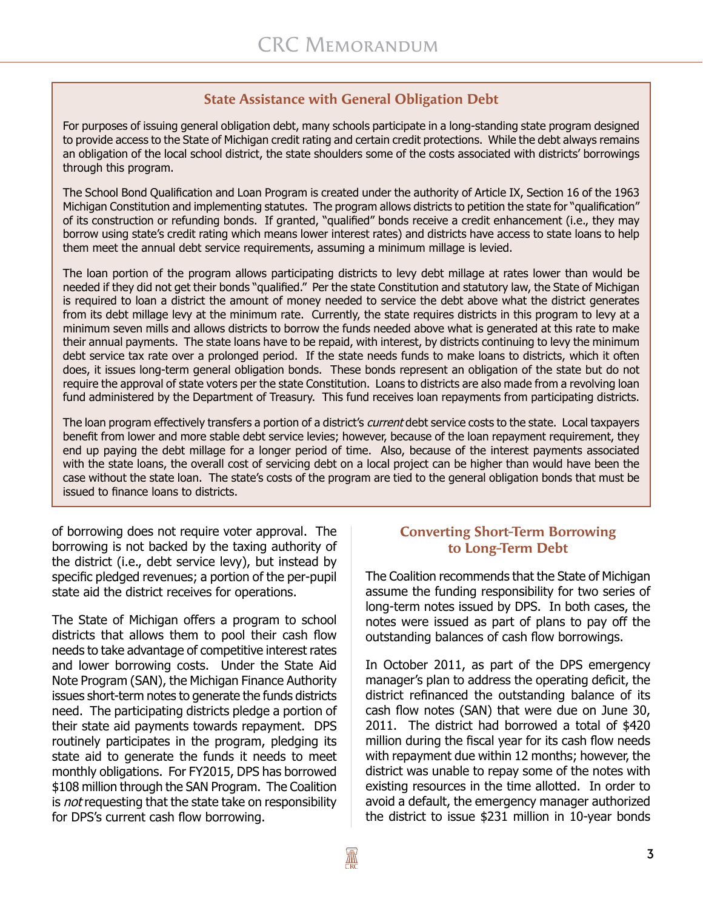## State Assistance with General Obligation Debt

For purposes of issuing general obligation debt, many schools participate in a long-standing state program designed to provide access to the State of Michigan credit rating and certain credit protections. While the debt always remains an obligation of the local school district, the state shoulders some of the costs associated with districts' borrowings through this program.

The School Bond Qualification and Loan Program is created under the authority of Article IX, Section 16 of the 1963 Michigan Constitution and implementing statutes. The program allows districts to petition the state for "qualification" of its construction or refunding bonds. If granted, "qualified" bonds receive a credit enhancement (i.e., they may borrow using state's credit rating which means lower interest rates) and districts have access to state loans to help them meet the annual debt service requirements, assuming a minimum millage is levied.

The loan portion of the program allows participating districts to levy debt millage at rates lower than would be needed if they did not get their bonds "qualified." Per the state Constitution and statutory law, the State of Michigan is required to loan a district the amount of money needed to service the debt above what the district generates from its debt millage levy at the minimum rate. Currently, the state requires districts in this program to levy at a minimum seven mills and allows districts to borrow the funds needed above what is generated at this rate to make their annual payments. The state loans have to be repaid, with interest, by districts continuing to levy the minimum debt service tax rate over a prolonged period. If the state needs funds to make loans to districts, which it often does, it issues long-term general obligation bonds. These bonds represent an obligation of the state but do not require the approval of state voters per the state Constitution. Loans to districts are also made from a revolving loan fund administered by the Department of Treasury. This fund receives loan repayments from participating districts.

The loan program effectively transfers a portion of a district's *current* debt service costs to the state. Local taxpayers benefit from lower and more stable debt service levies; however, because of the loan repayment requirement, they end up paying the debt millage for a longer period of time. Also, because of the interest payments associated with the state loans, the overall cost of servicing debt on a local project can be higher than would have been the case without the state loan. The state's costs of the program are tied to the general obligation bonds that must be issued to finance loans to districts.

of borrowing does not require voter approval. The borrowing is not backed by the taxing authority of the district (i.e., debt service levy), but instead by specific pledged revenues; a portion of the per-pupil state aid the district receives for operations.

The State of Michigan offers a program to school districts that allows them to pool their cash flow needs to take advantage of competitive interest rates and lower borrowing costs. Under the State Aid Note Program (SAN), the Michigan Finance Authority issues short-term notes to generate the funds districts need. The participating districts pledge a portion of their state aid payments towards repayment. DPS routinely participates in the program, pledging its state aid to generate the funds it needs to meet monthly obligations. For FY2015, DPS has borrowed $108 million through the SAN Program. The Coalition is *not* requesting that the state take on responsibility for DPS's current cash flow borrowing.

## Converting Short-Term Borrowing to Long-Term Debt

The Coalition recommends that the State of Michigan assume the funding responsibility for two series of long-term notes issued by DPS. In both cases, the notes were issued as part of plans to pay off the outstanding balances of cash flow borrowings.

In October 2011, as part of the DPS emergency manager's plan to address the operating deficit, the district refinanced the outstanding balance of its cash flow notes (SAN) that were due on June 30, 2011. The district had borrowed a total of $420 million during the fiscal year for its cash flow needs with repayment due within 12 months; however, the district was unable to repay some of the notes with existing resources in the time allotted. In order to avoid a default, the emergency manager authorized the district to issue $231 million in 10-year bonds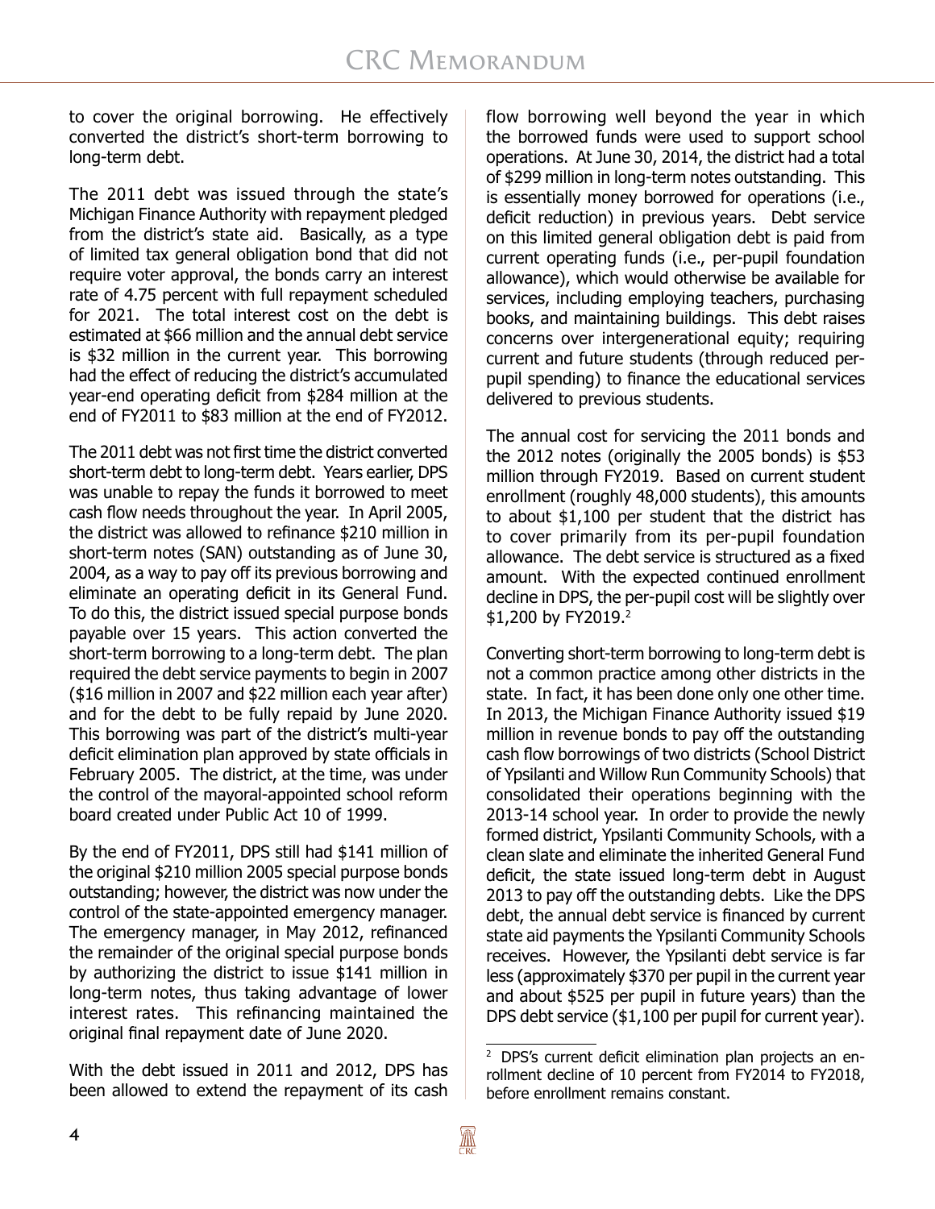to cover the original borrowing. He effectively converted the district's short-term borrowing to long-term debt.

The 2011 debt was issued through the state's Michigan Finance Authority with repayment pledged from the district's state aid. Basically, as a type of limited tax general obligation bond that did not require voter approval, the bonds carry an interest rate of 4.75 percent with full repayment scheduled for 2021. The total interest cost on the debt is estimated at $66 million and the annual debt service is $32 million in the current year. This borrowing had the effect of reducing the district's accumulated year-end operating deficit from $284 million at the end of FY2011 to $83 million at the end of FY2012.

The 2011 debt was not first time the district converted short-term debt to long-term debt. Years earlier, DPS was unable to repay the funds it borrowed to meet cash flow needs throughout the year. In April 2005, the district was allowed to refinance $210 million in short-term notes (SAN) outstanding as of June 30, 2004, as a way to pay off its previous borrowing and eliminate an operating deficit in its General Fund. To do this, the district issued special purpose bonds payable over 15 years. This action converted the short-term borrowing to a long-term debt. The plan required the debt service payments to begin in 2007 ($16 million in 2007 and $22 million each year after) and for the debt to be fully repaid by June 2020. This borrowing was part of the district's multi-year deficit elimination plan approved by state officials in February 2005. The district, at the time, was under the control of the mayoral-appointed school reform board created under Public Act 10 of 1999.

By the end of FY2011, DPS still had $141 million of the original $210 million 2005 special purpose bonds outstanding; however, the district was now under the control of the state-appointed emergency manager. The emergency manager, in May 2012, refinanced the remainder of the original special purpose bonds by authorizing the district to issue $141 million in long-term notes, thus taking advantage of lower interest rates. This refinancing maintained the original final repayment date of June 2020.

With the debt issued in 2011 and 2012, DPS has been allowed to extend the repayment of its cash flow borrowing well beyond the year in which the borrowed funds were used to support school operations. At June 30, 2014, the district had a total of $299 million in long-term notes outstanding. This is essentially money borrowed for operations (i.e., deficit reduction) in previous years. Debt service on this limited general obligation debt is paid from current operating funds (i.e., per-pupil foundation allowance), which would otherwise be available for services, including employing teachers, purchasing books, and maintaining buildings. This debt raises concerns over intergenerational equity; requiring current and future students (through reduced per-pupil spending) to finance the educational services delivered to previous students.

The annual cost for servicing the 2011 bonds and the 2012 notes (originally the 2005 bonds) is $53 million through FY2019. Based on current student enrollment (roughly 48,000 students), this amounts to about $1,100 per student that the district has to cover primarily from its per-pupil foundation allowance. The debt service is structured as a fixed amount. With the expected continued enrollment decline in DPS, the per-pupil cost will be slightly over $1,200 by FY2019.[2]

Converting short-term borrowing to long-term debt is not a common practice among other districts in the state. In fact, it has been done only one other time. In 2013, the Michigan Finance Authority issued $19 million in revenue bonds to pay off the outstanding cash flow borrowings of two districts (School District of Ypsilanti and Willow Run Community Schools) that consolidated their operations beginning with the 2013-14 school year. In order to provide the newly formed district, Ypsilanti Community Schools, with a clean slate and eliminate the inherited General Fund deficit, the state issued long-term debt in August 2013 to pay off the outstanding debts. Like the DPS debt, the annual debt service is financed by current state aid payments the Ypsilanti Community Schools receives. However, the Ypsilanti debt service is far less (approximately $370 per pupil in the current year and about $525 per pupil in future years) than the DPS debt service ($1,100 per pupil for current year).

[2] DPS's current deficit elimination plan projects an enrollment decline of 10 percent from FY2014 to FY2018, before enrollment remains constant.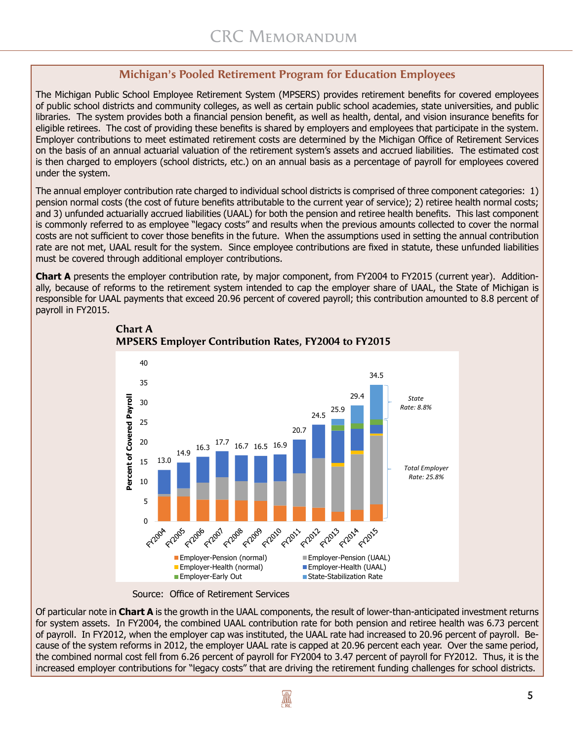## Michigan's Pooled Retirement Program for Education Employees

The Michigan Public School Employee Retirement System (MPSERS) provides retirement benefits for covered employees of public school districts and community colleges, as well as certain public school academies, state universities, and public libraries. The system provides both a financial pension benefit, as well as health, dental, and vision insurance benefits for eligible retirees. The cost of providing these benefits is shared by employers and employees that participate in the system. Employer contributions to meet estimated retirement costs are determined by the Michigan Office of Retirement Services on the basis of an annual actuarial valuation of the retirement system's assets and accrued liabilities. The estimated cost is then charged to employers (school districts, etc.) on an annual basis as a percentage of payroll for employees covered under the system.

The annual employer contribution rate charged to individual school districts is comprised of three component categories: 1) pension normal costs (the cost of future benefits attributable to the current year of service); 2) retiree health normal costs; and 3) unfunded actuarially accrued liabilities (UAAL) for both the pension and retiree health benefits. This last component is commonly referred to as employee "legacy costs" and results when the previous amounts collected to cover the normal costs are not sufficient to cover those benefits in the future. When the assumptions used in setting the annual contribution rate are not met, UAAL result for the system. Since employee contributions are fixed in statute, these unfunded liabilities must be covered through additional employer contributions.

**Chart A** presents the employer contribution rate, by major component, from FY2004 to FY2015 (current year). Additionally, because of reforms to the retirement system intended to cap the employer share of UAAL, the State of Michigan is responsible for UAAL payments that exceed 20.96 percent of covered payroll; this contribution amounted to 8.8 percent of payroll in FY2015.

**Chart A**
**MPSERS Employer Contribution Rates, FY2004 to FY2015**

Percent of Covered Payroll

0, 5, 10, 15, 20, 25, 30, 35, 40

13.0, 14.9, 16.3, 17.7, 16.7, 16.5, 16.9, 20.7, 24.5, 25.9, 29.4, 34.5

FY2004, FY2005, FY2006, FY2007, FY2008, FY2009, FY2010, FY2011, FY2012, FY2013, FY2014, FY2015

*State Rate: 8.8%*

*Total Employer Rate: 25.8%*

Employer-Pension (normal)
Employer-Pension (UAAL)
Employer-Health (normal)
Employer-Health (UAAL)
Employer-Early Out
State-Stabilization Rate

Source: Office of Retirement Services

Of particular note in **Chart A** is the growth in the UAAL components, the result of lower-than-anticipated investment returns for system assets. In FY2004, the combined UAAL contribution rate for both pension and retiree health was 6.73 percent of payroll. In FY2012, when the employer cap was instituted, the UAAL rate had increased to 20.96 percent of payroll. Because of the system reforms in 2012, the employer UAAL rate is capped at 20.96 percent each year. Over the same period, the combined normal cost fell from 6.26 percent of payroll for FY2004 to 3.47 percent of payroll for FY2012. Thus, it is the increased employer contributions for "legacy costs" that are driving the retirement funding challenges for school districts.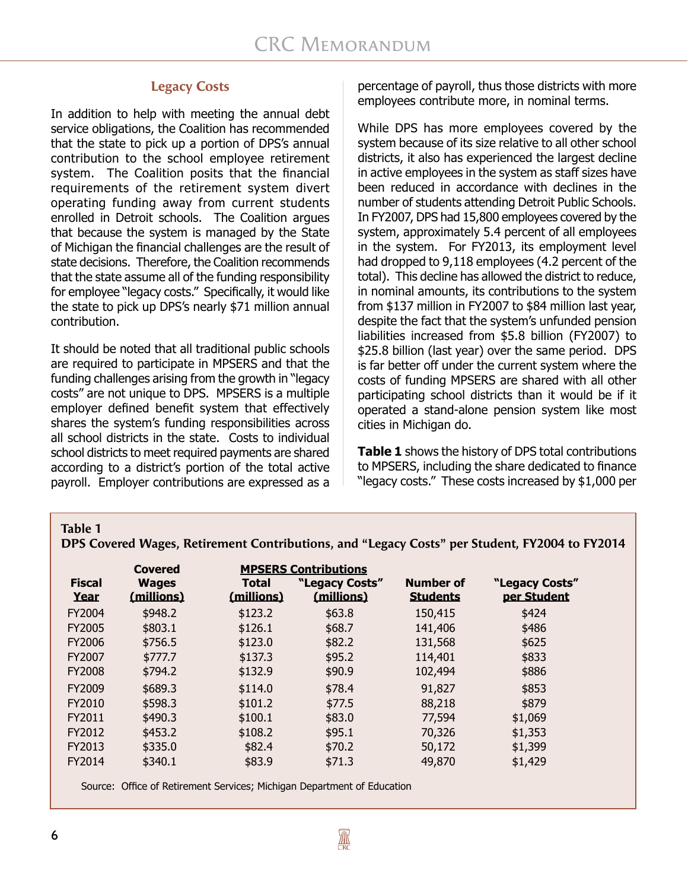## Legacy Costs

In addition to help with meeting the annual debt service obligations, the Coalition has recommended that the state to pick up a portion of DPS's annual contribution to the school employee retirement system. The Coalition posits that the financial requirements of the retirement system divert operating funding away from current students enrolled in Detroit schools. The Coalition argues that because the system is managed by the State of Michigan the financial challenges are the result of state decisions. Therefore, the Coalition recommends that the state assume all of the funding responsibility for employee "legacy costs." Specifically, it would like the state to pick up DPS's nearly $71 million annual contribution.

It should be noted that all traditional public schools are required to participate in MPSERS and that the funding challenges arising from the growth in "legacy costs" are not unique to DPS. MPSERS is a multiple employer defined benefit system that effectively shares the system's funding responsibilities across all school districts in the state. Costs to individual school districts to meet required payments are shared according to a district's portion of the total active payroll. Employer contributions are expressed as a percentage of payroll, thus those districts with more employees contribute more, in nominal terms.

While DPS has more employees covered by the system because of its size relative to all other school districts, it also has experienced the largest decline in active employees in the system as staff sizes have been reduced in accordance with declines in the number of students attending Detroit Public Schools. In FY2007, DPS had 15,800 employees covered by the system, approximately 5.4 percent of all employees in the system. For FY2013, its employment level had dropped to 9,118 employees (4.2 percent of the total). This decline has allowed the district to reduce, in nominal amounts, its contributions to the system from $137 million in FY2007 to $84 million last year, despite the fact that the system's unfunded pension liabilities increased from $5.8 billion (FY2007) to $25.8 billion (last year) over the same period. DPS is far better off under the current system where the costs of funding MPSERS are shared with all other participating school districts than it would be if it operated a stand-alone pension system like most cities in Michigan do.

**Table 1** shows the history of DPS total contributions to MPSERS, including the share dedicated to finance "legacy costs." These costs increased by $1,000 per

**Table 1**
**DPS Covered Wages, Retirement Contributions, and "Legacy Costs" per Student, FY2004 to FY2014**

| Fiscal Year | Covered Wages (millions) | MPSERS Contributions Total (millions) | MPSERS Contributions "Legacy Costs" (millions) | Number of Students | "Legacy Costs" per Student |
|---|---|---|---|---|---|
| FY2004 | $948.2 | $123.2 | $63.8 | 150,415 | $424 |
| FY2005 | $803.1 | $126.1 | $68.7 | 141,406 | $486 |
| FY2006 | $756.5 | $123.0 | $82.2 | 131,568 | $625 |
| FY2007 | $777.7 | $137.3 | $95.2 | 114,401 | $833 |
| FY2008 | $794.2 | $132.9 | $90.9 | 102,494 | $886 |
| FY2009 | $689.3 | $114.0 | $78.4 | 91,827 | $853 |
| FY2010 | $598.3 | $101.2 | $77.5 | 88,218 | $879 |
| FY2011 | $490.3 | $100.1 | $83.0 | 77,594 | $1,069 |
| FY2012 | $453.2 | $108.2 | $95.1 | 70,326 | $1,353 |
| FY2013 | $335.0 | $82.4 | $70.2 | 50,172 | $1,399 |
| FY2014 | $340.1 | $83.9 | $71.3 | 49,870 | $1,429 |

Source: Office of Retirement Services; Michigan Department of Education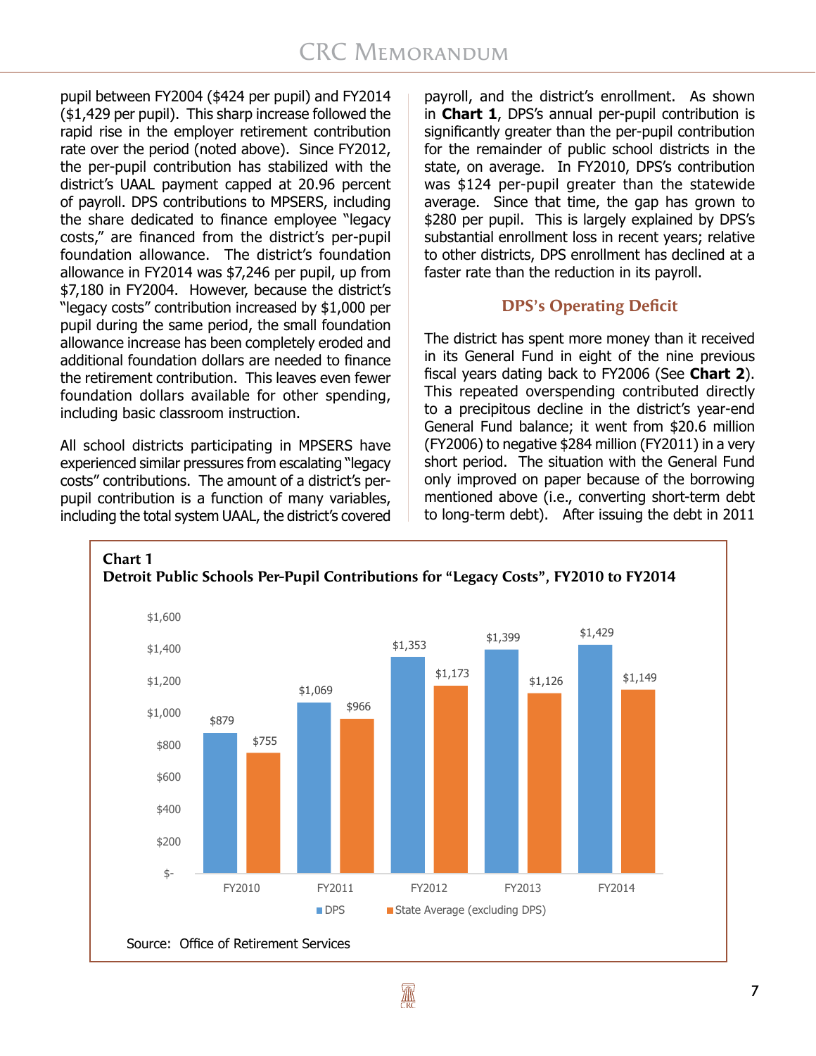pupil between FY2004 ($424 per pupil) and FY2014 ($1,429 per pupil). This sharp increase followed the rapid rise in the employer retirement contribution rate over the period (noted above). Since FY2012, the per-pupil contribution has stabilized with the district's UAAL payment capped at 20.96 percent of payroll. DPS contributions to MPSERS, including the share dedicated to finance employee "legacy costs," are financed from the district's per-pupil foundation allowance. The district's foundation allowance in FY2014 was $7,246 per pupil, up from $7,180 in FY2004. However, because the district's "legacy costs" contribution increased by $1,000 per pupil during the same period, the small foundation allowance increase has been completely eroded and additional foundation dollars are needed to finance the retirement contribution. This leaves even fewer foundation dollars available for other spending, including basic classroom instruction.

All school districts participating in MPSERS have experienced similar pressures from escalating "legacy costs" contributions. The amount of a district's per-pupil contribution is a function of many variables, including the total system UAAL, the district's covered payroll, and the district's enrollment. As shown in **Chart 1**, DPS's annual per-pupil contribution is significantly greater than the per-pupil contribution for the remainder of public school districts in the state, on average. In FY2010, DPS's contribution was $124 per-pupil greater than the statewide average. Since that time, the gap has grown to $280 per pupil. This is largely explained by DPS's substantial enrollment loss in recent years; relative to other districts, DPS enrollment has declined at a faster rate than the reduction in its payroll.

## DPS's Operating Deficit

The district has spent more money than it received in its General Fund in eight of the nine previous fiscal years dating back to FY2006 (See **Chart 2**). This repeated overspending contributed directly to a precipitous decline in the district's year-end General Fund balance; it went from $20.6 million (FY2006) to negative $284 million (FY2011) in a very short period. The situation with the General Fund only improved on paper because of the borrowing mentioned above (i.e., converting short-term debt to long-term debt). After issuing the debt in 2011

**Chart 1**
**Detroit Public Schools Per-Pupil Contributions for "Legacy Costs", FY2010 to FY2014**

$1,600
$1,400
$1,200
$1,000
$800
$600
$400
$200
$-

FY2010: $879, $755
FY2011: $1,069, $966
FY2012: $1,353, $1,173
FY2013: $1,399, $1,126
FY2014: $1,429, $1,149

DPS
State Average (excluding DPS)

Source: Office of Retirement Services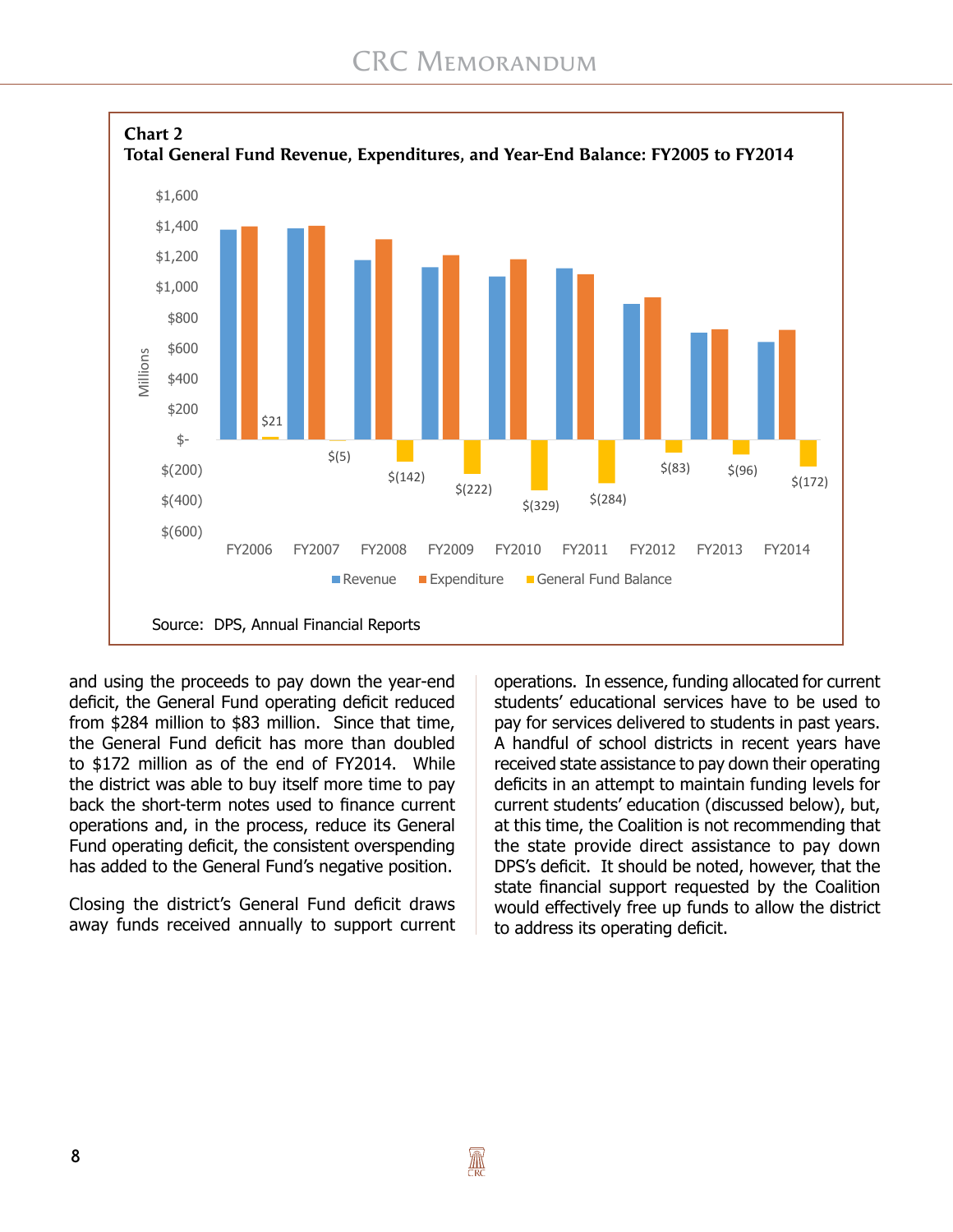**Chart 2**
**Total General Fund Revenue, Expenditures, and Year-End Balance: FY2005 to FY2014**

$1,600
$1,400
$1,200
$1,000
$800
$600
$400
$200
$-
$(200)
$(400)
$(600)

Millions

$21
$(5)
$(142)
$(222)
$(329)
$(284)
$(83)
$(96)
$(172)

FY2006 FY2007 FY2008 FY2009 FY2010 FY2011 FY2012 FY2013 FY2014

Revenue Expenditure General Fund Balance

Source: DPS, Annual Financial Reports

and using the proceeds to pay down the year-end deficit, the General Fund operating deficit reduced from $284 million to $83 million. Since that time, the General Fund deficit has more than doubled to $172 million as of the end of FY2014. While the district was able to buy itself more time to pay back the short-term notes used to finance current operations and, in the process, reduce its General Fund operating deficit, the consistent overspending has added to the General Fund's negative position.

Closing the district's General Fund deficit draws away funds received annually to support current operations. In essence, funding allocated for current students' educational services have to be used to pay for services delivered to students in past years. A handful of school districts in recent years have received state assistance to pay down their operating deficits in an attempt to maintain funding levels for current students' education (discussed below), but, at this time, the Coalition is not recommending that the state provide direct assistance to pay down DPS's deficit. It should be noted, however, that the state financial support requested by the Coalition would effectively free up funds to allow the district to address its operating deficit.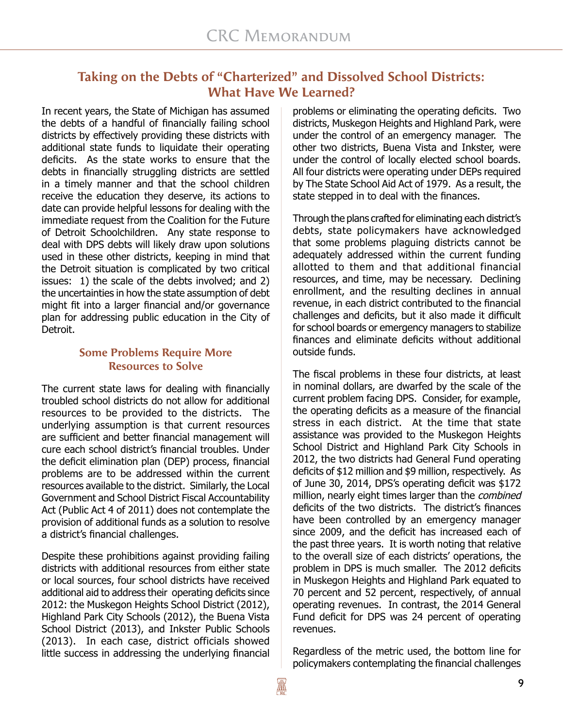## Taking on the Debts of "Charterized" and Dissolved School Districts: What Have We Learned?

In recent years, the State of Michigan has assumed the debts of a handful of financially failing school districts by effectively providing these districts with additional state funds to liquidate their operating deficits. As the state works to ensure that the debts in financially struggling districts are settled in a timely manner and that the school children receive the education they deserve, its actions to date can provide helpful lessons for dealing with the immediate request from the Coalition for the Future of Detroit Schoolchildren. Any state response to deal with DPS debts will likely draw upon solutions used in these other districts, keeping in mind that the Detroit situation is complicated by two critical issues: 1) the scale of the debts involved; and 2) the uncertainties in how the state assumption of debt might fit into a larger financial and/or governance plan for addressing public education in the City of Detroit.

### Some Problems Require More Resources to Solve

The current state laws for dealing with financially troubled school districts do not allow for additional resources to be provided to the districts. The underlying assumption is that current resources are sufficient and better financial management will cure each school district's financial troubles. Under the deficit elimination plan (DEP) process, financial problems are to be addressed within the current resources available to the district. Similarly, the Local Government and School District Fiscal Accountability Act (Public Act 4 of 2011) does not contemplate the provision of additional funds as a solution to resolve a district's financial challenges.

Despite these prohibitions against providing failing districts with additional resources from either state or local sources, four school districts have received additional aid to address their operating deficits since 2012: the Muskegon Heights School District (2012), Highland Park City Schools (2012), the Buena Vista School District (2013), and Inkster Public Schools (2013). In each case, district officials showed little success in addressing the underlying financial problems or eliminating the operating deficits. Two districts, Muskegon Heights and Highland Park, were under the control of an emergency manager. The other two districts, Buena Vista and Inkster, were under the control of locally elected school boards. All four districts were operating under DEPs required by The State School Aid Act of 1979. As a result, the state stepped in to deal with the finances.

Through the plans crafted for eliminating each district's debts, state policymakers have acknowledged that some problems plaguing districts cannot be adequately addressed within the current funding allotted to them and that additional financial resources, and time, may be necessary. Declining enrollment, and the resulting declines in annual revenue, in each district contributed to the financial challenges and deficits, but it also made it difficult for school boards or emergency managers to stabilize finances and eliminate deficits without additional outside funds.

The fiscal problems in these four districts, at least in nominal dollars, are dwarfed by the scale of the current problem facing DPS. Consider, for example, the operating deficits as a measure of the financial stress in each district. At the time that state assistance was provided to the Muskegon Heights School District and Highland Park City Schools in 2012, the two districts had General Fund operating deficits of $12 million and $9 million, respectively. As of June 30, 2014, DPS's operating deficit was $172 million, nearly eight times larger than the *combined* deficits of the two districts. The district's finances have been controlled by an emergency manager since 2009, and the deficit has increased each of the past three years. It is worth noting that relative to the overall size of each districts' operations, the problem in DPS is much smaller. The 2012 deficits in Muskegon Heights and Highland Park equated to 70 percent and 52 percent, respectively, of annual operating revenues. In contrast, the 2014 General Fund deficit for DPS was 24 percent of operating revenues.

Regardless of the metric used, the bottom line for policymakers contemplating the financial challenges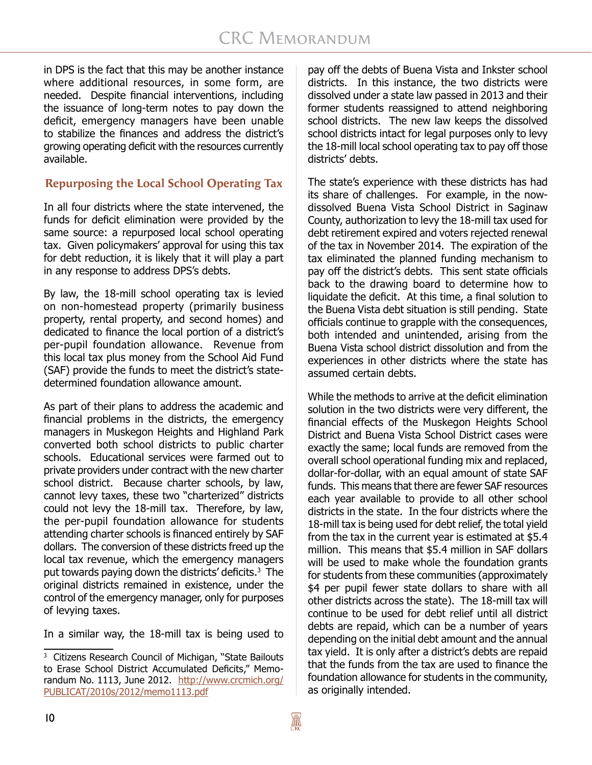in DPS is the fact that this may be another instance where additional resources, in some form, are needed. Despite financial interventions, including the issuance of long-term notes to pay down the deficit, emergency managers have been unable to stabilize the finances and address the district's growing operating deficit with the resources currently available.

## Repurposing the Local School Operating Tax

In all four districts where the state intervened, the funds for deficit elimination were provided by the same source: a repurposed local school operating tax. Given policymakers' approval for using this tax for debt reduction, it is likely that it will play a part in any response to address DPS's debts.

By law, the 18-mill school operating tax is levied on non-homestead property (primarily business property, rental property, and second homes) and dedicated to finance the local portion of a district's per-pupil foundation allowance. Revenue from this local tax plus money from the School Aid Fund (SAF) provide the funds to meet the district's state-determined foundation allowance amount.

As part of their plans to address the academic and financial problems in the districts, the emergency managers in Muskegon Heights and Highland Park converted both school districts to public charter schools. Educational services were farmed out to private providers under contract with the new charter school district. Because charter schools, by law, cannot levy taxes, these two "charterized" districts could not levy the 18-mill tax. Therefore, by law, the per-pupil foundation allowance for students attending charter schools is financed entirely by SAF dollars. The conversion of these districts freed up the local tax revenue, which the emergency managers put towards paying down the districts' deficits.[3] The original districts remained in existence, under the control of the emergency manager, only for purposes of levying taxes.

In a similar way, the 18-mill tax is being used to pay off the debts of Buena Vista and Inkster school districts. In this instance, the two districts were dissolved under a state law passed in 2013 and their former students reassigned to attend neighboring school districts. The new law keeps the dissolved school districts intact for legal purposes only to levy the 18-mill local school operating tax to pay off those districts' debts.

The state's experience with these districts has had its share of challenges. For example, in the now-dissolved Buena Vista School District in Saginaw County, authorization to levy the 18-mill tax used for debt retirement expired and voters rejected renewal of the tax in November 2014. The expiration of the tax eliminated the planned funding mechanism to pay off the district's debts. This sent state officials back to the drawing board to determine how to liquidate the deficit. At this time, a final solution to the Buena Vista debt situation is still pending. State officials continue to grapple with the consequences, both intended and unintended, arising from the Buena Vista school district dissolution and from the experiences in other districts where the state has assumed certain debts.

While the methods to arrive at the deficit elimination solution in the two districts were very different, the financial effects of the Muskegon Heights School District and Buena Vista School District cases were exactly the same; local funds are removed from the overall school operational funding mix and replaced, dollar-for-dollar, with an equal amount of state SAF funds. This means that there are fewer SAF resources each year available to provide to all other school districts in the state. In the four districts where the 18-mill tax is being used for debt relief, the total yield from the tax in the current year is estimated at $5.4 million. This means that $5.4 million in SAF dollars will be used to make whole the foundation grants for students from these communities (approximately $4 per pupil fewer state dollars to share with all other districts across the state). The 18-mill tax will continue to be used for debt relief until all district debts are repaid, which can be a number of years depending on the initial debt amount and the annual tax yield. It is only after a district's debts are repaid that the funds from the tax are used to finance the foundation allowance for students in the community, as originally intended.

---

[3] Citizens Research Council of Michigan, "State Bailouts to Erase School District Accumulated Deficits," Memorandum No. 1113, June 2012. http://www.crcmich.org/PUBLICAT/2010s/2012/memo1113.pdf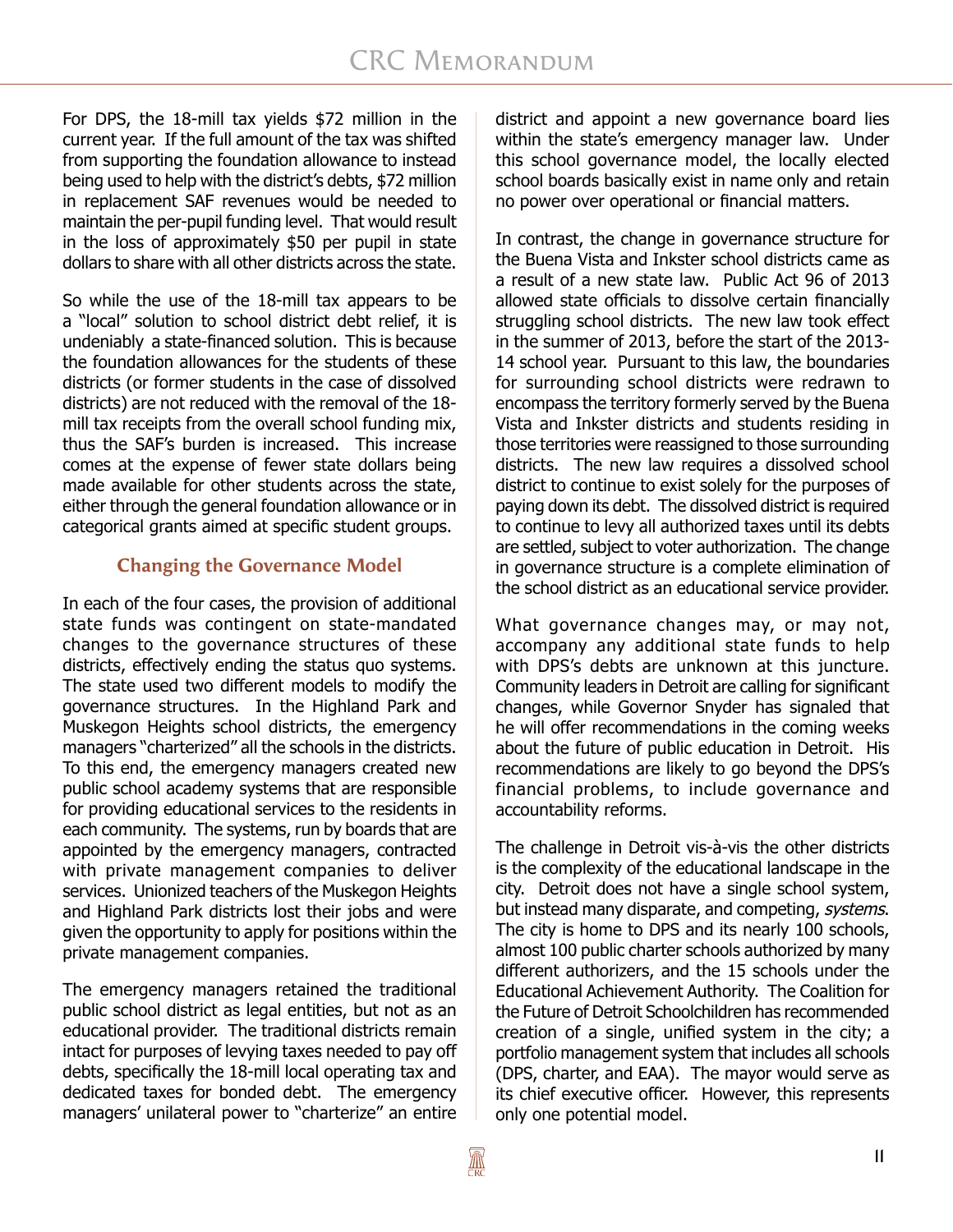For DPS, the 18-mill tax yields $72 million in the current year. If the full amount of the tax was shifted from supporting the foundation allowance to instead being used to help with the district's debts, $72 million in replacement SAF revenues would be needed to maintain the per-pupil funding level. That would result in the loss of approximately $50 per pupil in state dollars to share with all other districts across the state.

So while the use of the 18-mill tax appears to be a "local" solution to school district debt relief, it is undeniably a state-financed solution. This is because the foundation allowances for the students of these districts (or former students in the case of dissolved districts) are not reduced with the removal of the 18-mill tax receipts from the overall school funding mix, thus the SAF's burden is increased. This increase comes at the expense of fewer state dollars being made available for other students across the state, either through the general foundation allowance or in categorical grants aimed at specific student groups.

### Changing the Governance Model

In each of the four cases, the provision of additional state funds was contingent on state-mandated changes to the governance structures of these districts, effectively ending the status quo systems. The state used two different models to modify the governance structures. In the Highland Park and Muskegon Heights school districts, the emergency managers "charterized" all the schools in the districts. To this end, the emergency managers created new public school academy systems that are responsible for providing educational services to the residents in each community. The systems, run by boards that are appointed by the emergency managers, contracted with private management companies to deliver services. Unionized teachers of the Muskegon Heights and Highland Park districts lost their jobs and were given the opportunity to apply for positions within the private management companies.

The emergency managers retained the traditional public school district as legal entities, but not as an educational provider. The traditional districts remain intact for purposes of levying taxes needed to pay off debts, specifically the 18-mill local operating tax and dedicated taxes for bonded debt. The emergency managers' unilateral power to "charterize" an entire district and appoint a new governance board lies within the state's emergency manager law. Under this school governance model, the locally elected school boards basically exist in name only and retain no power over operational or financial matters.

In contrast, the change in governance structure for the Buena Vista and Inkster school districts came as a result of a new state law. Public Act 96 of 2013 allowed state officials to dissolve certain financially struggling school districts. The new law took effect in the summer of 2013, before the start of the 2013-14 school year. Pursuant to this law, the boundaries for surrounding school districts were redrawn to encompass the territory formerly served by the Buena Vista and Inkster districts and students residing in those territories were reassigned to those surrounding districts. The new law requires a dissolved school district to continue to exist solely for the purposes of paying down its debt. The dissolved district is required to continue to levy all authorized taxes until its debts are settled, subject to voter authorization. The change in governance structure is a complete elimination of the school district as an educational service provider.

What governance changes may, or may not, accompany any additional state funds to help with DPS's debts are unknown at this juncture. Community leaders in Detroit are calling for significant changes, while Governor Snyder has signaled that he will offer recommendations in the coming weeks about the future of public education in Detroit. His recommendations are likely to go beyond the DPS's financial problems, to include governance and accountability reforms.

The challenge in Detroit vis-à-vis the other districts is the complexity of the educational landscape in the city. Detroit does not have a single school system, but instead many disparate, and competing, *systems*. The city is home to DPS and its nearly 100 schools, almost 100 public charter schools authorized by many different authorizers, and the 15 schools under the Educational Achievement Authority. The Coalition for the Future of Detroit Schoolchildren has recommended creation of a single, unified system in the city; a portfolio management system that includes all schools (DPS, charter, and EAA). The mayor would serve as its chief executive officer. However, this represents only one potential model.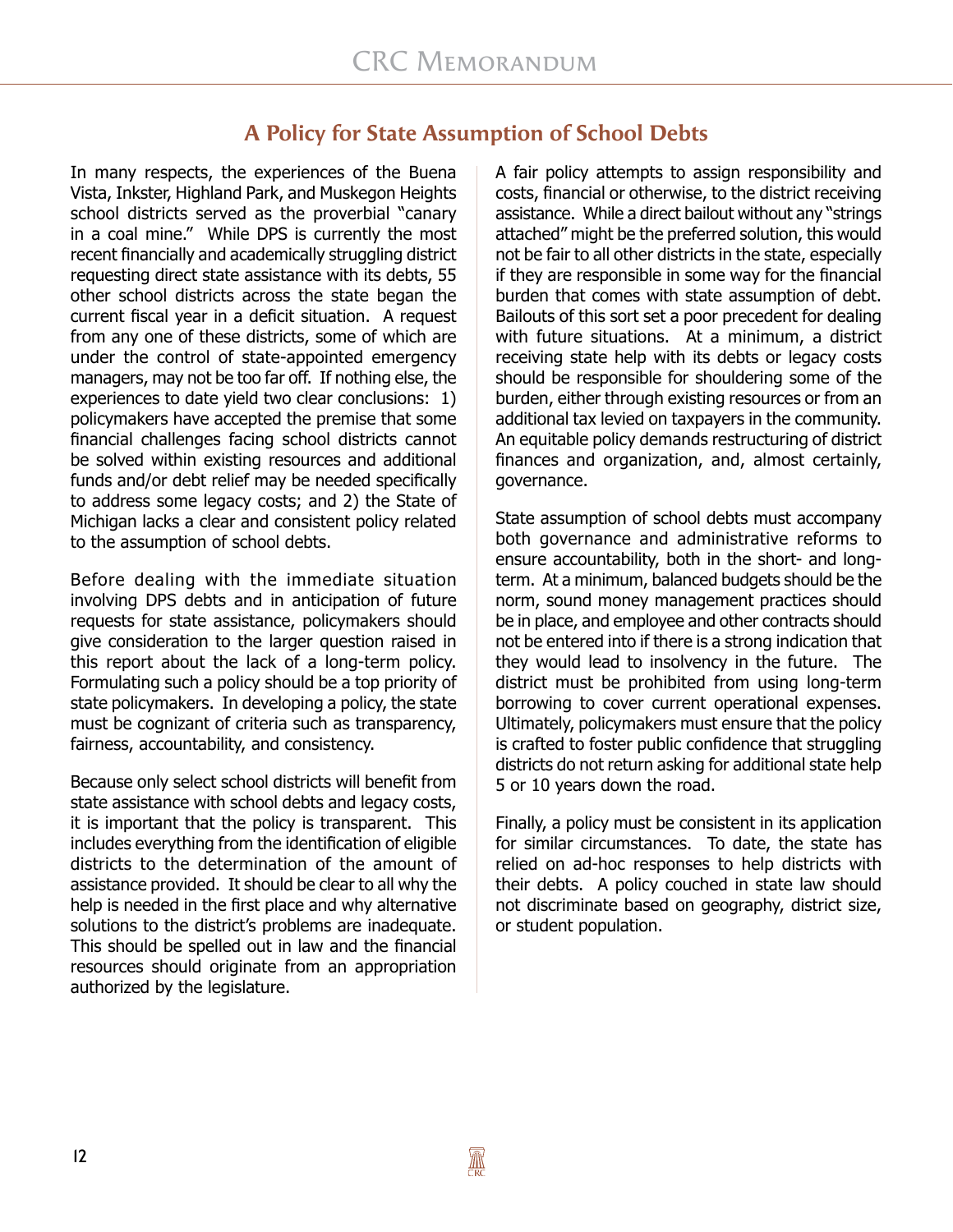## A Policy for State Assumption of School Debts

In many respects, the experiences of the Buena Vista, Inkster, Highland Park, and Muskegon Heights school districts served as the proverbial "canary in a coal mine." While DPS is currently the most recent financially and academically struggling district requesting direct state assistance with its debts, 55 other school districts across the state began the current fiscal year in a deficit situation. A request from any one of these districts, some of which are under the control of state-appointed emergency managers, may not be too far off. If nothing else, the experiences to date yield two clear conclusions: 1) policymakers have accepted the premise that some financial challenges facing school districts cannot be solved within existing resources and additional funds and/or debt relief may be needed specifically to address some legacy costs; and 2) the State of Michigan lacks a clear and consistent policy related to the assumption of school debts.

Before dealing with the immediate situation involving DPS debts and in anticipation of future requests for state assistance, policymakers should give consideration to the larger question raised in this report about the lack of a long-term policy. Formulating such a policy should be a top priority of state policymakers. In developing a policy, the state must be cognizant of criteria such as transparency, fairness, accountability, and consistency.

Because only select school districts will benefit from state assistance with school debts and legacy costs, it is important that the policy is transparent. This includes everything from the identification of eligible districts to the determination of the amount of assistance provided. It should be clear to all why the help is needed in the first place and why alternative solutions to the district's problems are inadequate. This should be spelled out in law and the financial resources should originate from an appropriation authorized by the legislature.

A fair policy attempts to assign responsibility and costs, financial or otherwise, to the district receiving assistance. While a direct bailout without any "strings attached" might be the preferred solution, this would not be fair to all other districts in the state, especially if they are responsible in some way for the financial burden that comes with state assumption of debt. Bailouts of this sort set a poor precedent for dealing with future situations. At a minimum, a district receiving state help with its debts or legacy costs should be responsible for shouldering some of the burden, either through existing resources or from an additional tax levied on taxpayers in the community. An equitable policy demands restructuring of district finances and organization, and, almost certainly, governance.

State assumption of school debts must accompany both governance and administrative reforms to ensure accountability, both in the short- and long-term. At a minimum, balanced budgets should be the norm, sound money management practices should be in place, and employee and other contracts should not be entered into if there is a strong indication that they would lead to insolvency in the future. The district must be prohibited from using long-term borrowing to cover current operational expenses. Ultimately, policymakers must ensure that the policy is crafted to foster public confidence that struggling districts do not return asking for additional state help 5 or 10 years down the road.

Finally, a policy must be consistent in its application for similar circumstances. To date, the state has relied on ad-hoc responses to help districts with their debts. A policy couched in state law should not discriminate based on geography, district size, or student population.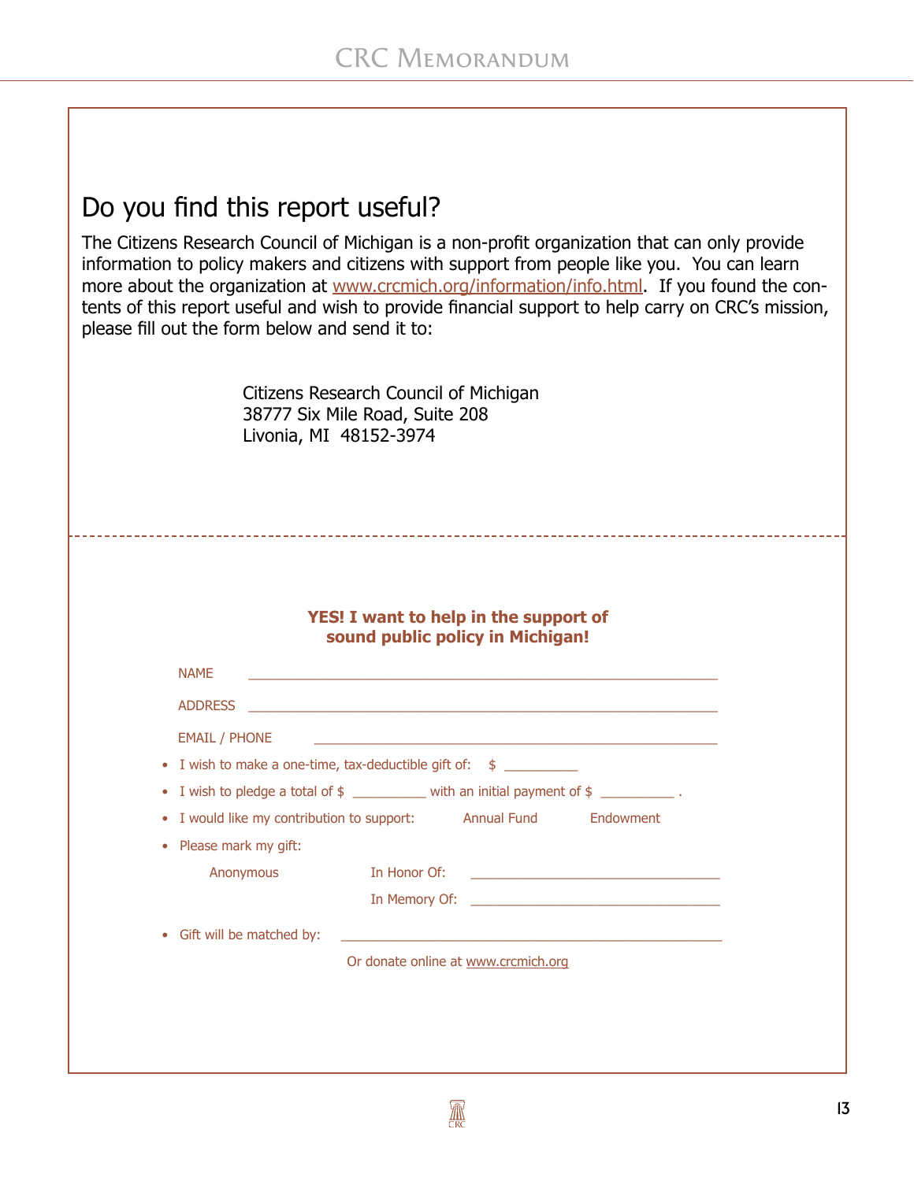# Do you find this report useful?

The Citizens Research Council of Michigan is a non-profit organization that can only provide information to policy makers and citizens with support from people like you. You can learn more about the organization at [www.crcmich.org/information/info.html](www.crcmich.org/information/info.html). If you found the contents of this report useful and wish to provide financial support to help carry on CRC's mission, please fill out the form below and send it to:

Citizens Research Council of Michigan
38777 Six Mile Road, Suite 208
Livonia, MI 48152-3974

---

**YES! I want to help in the support of sound public policy in Michigan!**

NAME ______________________________________________

ADDRESS ______________________________________________

EMAIL / PHONE ______________________________________________

- I wish to make a one-time, tax-deductible gift of: $ __________
- I wish to pledge a total of $ __________ with an initial payment of $ __________ .
- I would like my contribution to support: Annual Fund Endowment
- Please mark my gift:

  Anonymous In Honor Of: ______________________________

  In Memory Of: ______________________________

- Gift will be matched by: ______________________________________________

Or donate online at [www.crcmich.org](www.crcmich.org)